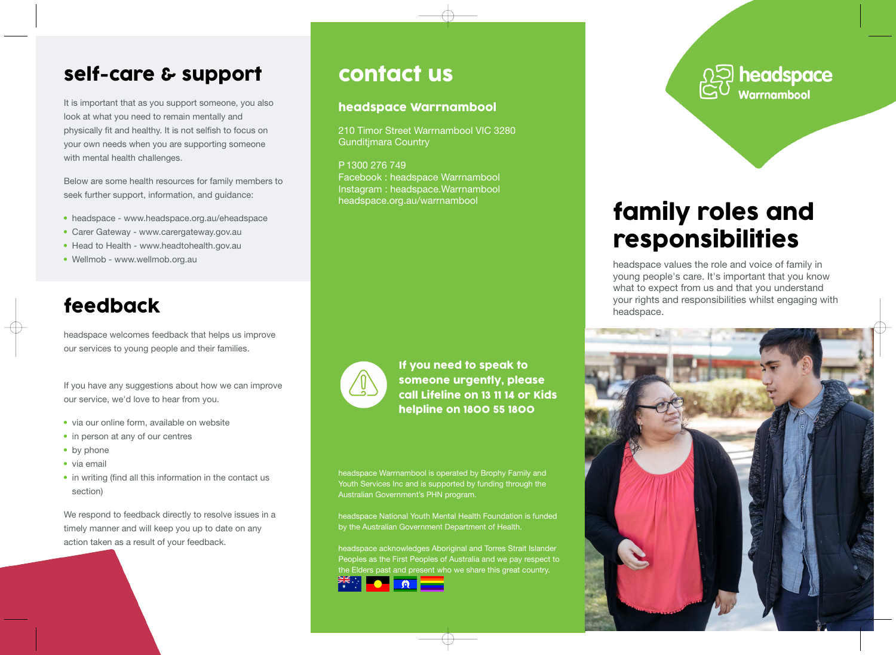## self-care & support

It is important that as you support someone, you also look at what you need to remain mentally and physically fit and healthy. It is not selfish to focus on your own needs when you are supporting someone with mental health challenges.

Below are some health resources for family members to seek further support, information, and guidance:

- headspace - www.headspace.org.au/eheadspace
- Carer Gateway - www.carergateway.gov.au
- Head to Health - www.headtohealth.gov.au
- Wellmob - www.wellmob.org.au

## feedback

headspace welcomes feedback that helps us improve our services to young people and their families.

If you have any suggestions about how we can improve our service, we'd love to hear from you.

- via our online form, available on website
- in person at any of our centres
- by phone
- via email
- in writing (find all this information in the contact us section)

We respond to feedback directly to resolve issues in a timely manner and will keep you up to date on any action taken as a result of your feedback.

## contact us

### headspace Warrnambool

210 Timor Street Warrnambool VIC 3280
Gunditjmara Country

P 1300 276 749
Facebook : headspace Warrnambool
Instagram : headspace.Warrnambool
headspace.org.au/warrnambool

**If you need to speak to someone urgently, please call Lifeline on 13 11 14 or Kids helpline on 1800 55 1800**

headspace Warrnambool is operated by Brophy Family and Youth Services Inc and is supported by funding through the Australian Government's PHN program.

headspace National Youth Mental Health Foundation is funded by the Australian Government Department of Health.

headspace acknowledges Aboriginal and Torres Strait Islander Peoples as the First Peoples of Australia and we pay respect to the Elders past and present who we share this great country.

headspace Warrnambool

# family roles and responsibilities

headspace values the role and voice of family in young people's care. It's important that you know what to expect from us and that you understand your rights and responsibilities whilst engaging with headspace.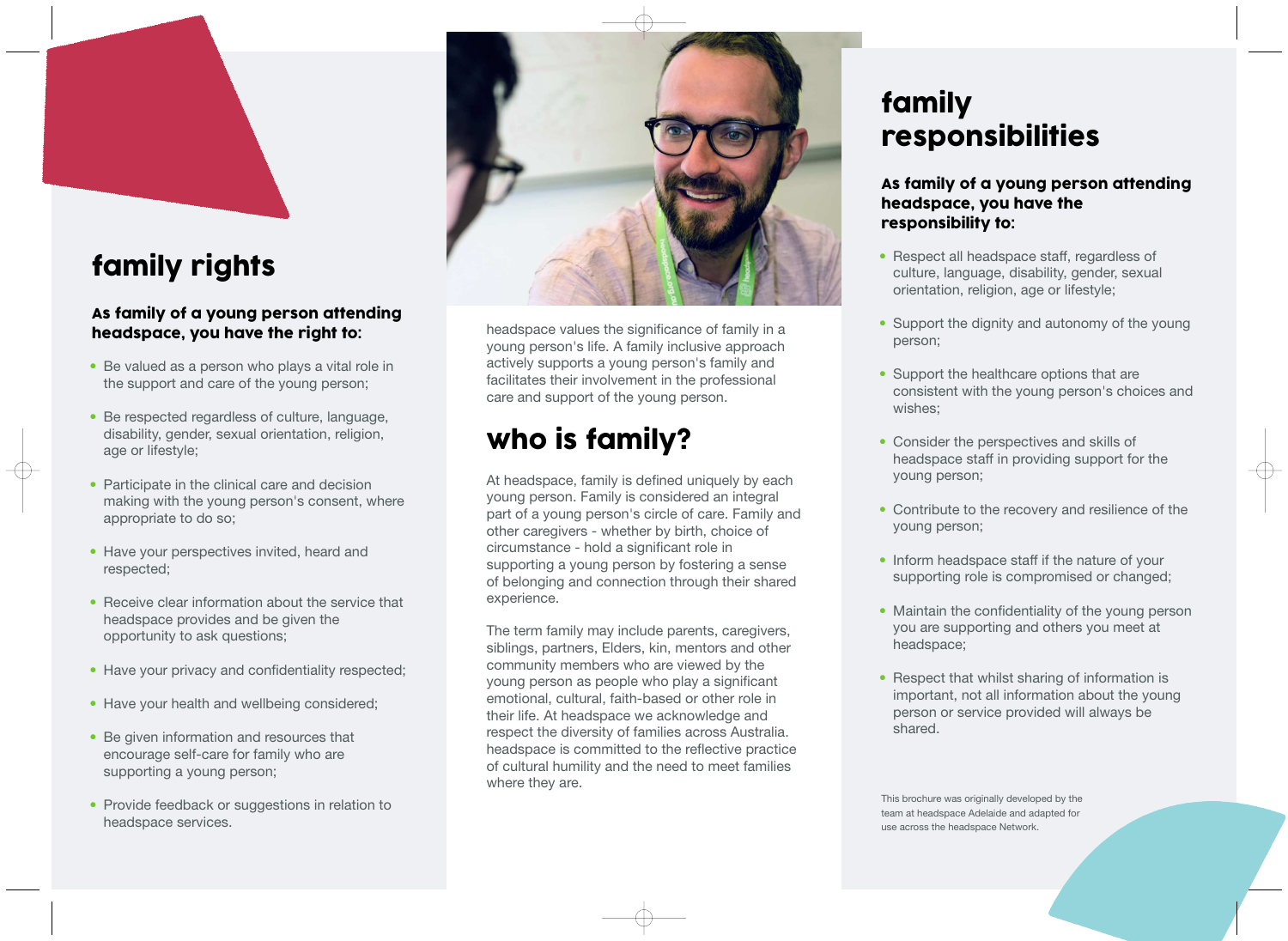## family rights

**As family of a young person attending headspace, you have the right to:**

- Be valued as a person who plays a vital role in the support and care of the young person;
- Be respected regardless of culture, language, disability, gender, sexual orientation, religion, age or lifestyle;
- Participate in the clinical care and decision making with the young person's consent, where appropriate to do so;
- Have your perspectives invited, heard and respected;
- Receive clear information about the service that headspace provides and be given the opportunity to ask questions;
- Have your privacy and confidentiality respected;
- Have your health and wellbeing considered;
- Be given information and resources that encourage self-care for family who are supporting a young person;
- Provide feedback or suggestions in relation to headspace services.

headspace values the significance of family in a young person's life. A family inclusive approach actively supports a young person's family and facilitates their involvement in the professional care and support of the young person.

## who is family?

At headspace, family is defined uniquely by each young person. Family is considered an integral part of a young person's circle of care. Family and other caregivers - whether by birth, choice of circumstance - hold a significant role in supporting a young person by fostering a sense of belonging and connection through their shared experience.

The term family may include parents, caregivers, siblings, partners, Elders, kin, mentors and other community members who are viewed by the young person as people who play a significant emotional, cultural, faith-based or other role in their life. At headspace we acknowledge and respect the diversity of families across Australia. headspace is committed to the reflective practice of cultural humility and the need to meet families where they are.

## family responsibilities

**As family of a young person attending headspace, you have the responsibility to:**

- Respect all headspace staff, regardless of culture, language, disability, gender, sexual orientation, religion, age or lifestyle;
- Support the dignity and autonomy of the young person;
- Support the healthcare options that are consistent with the young person's choices and wishes;
- Consider the perspectives and skills of headspace staff in providing support for the young person;
- Contribute to the recovery and resilience of the young person;
- Inform headspace staff if the nature of your supporting role is compromised or changed;
- Maintain the confidentiality of the young person you are supporting and others you meet at headspace;
- Respect that whilst sharing of information is important, not all information about the young person or service provided will always be shared.

This brochure was originally developed by the team at headspace Adelaide and adapted for use across the headspace Network.